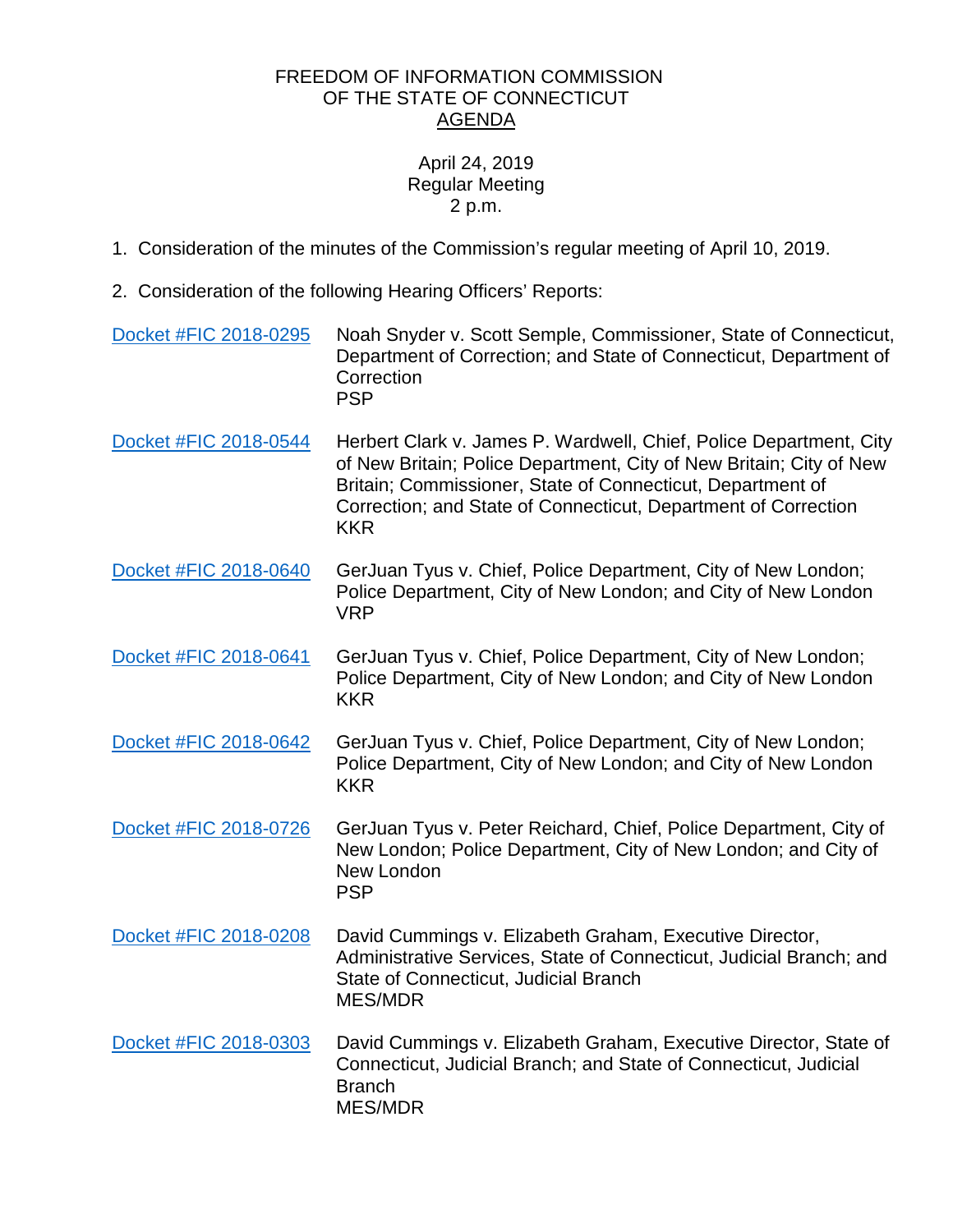FREEDOM OF INFORMATION COMMISSION
OF THE STATE OF CONNECTICUT
AGENDA

April 24, 2019
Regular Meeting
2 p.m.

1. Consideration of the minutes of the Commission's regular meeting of April 10, 2019.

2. Consideration of the following Hearing Officers' Reports:

| | |
|---|---|
| Docket #FIC 2018-0295 | Noah Snyder v. Scott Semple, Commissioner, State of Connecticut, Department of Correction; and State of Connecticut, Department of Correction<br>PSP |
| Docket #FIC 2018-0544 | Herbert Clark v. James P. Wardwell, Chief, Police Department, City of New Britain; Police Department, City of New Britain; City of New Britain; Commissioner, State of Connecticut, Department of Correction; and State of Connecticut, Department of Correction<br>KKR |
| Docket #FIC 2018-0640 | GerJuan Tyus v. Chief, Police Department, City of New London; Police Department, City of New London; and City of New London<br>VRP |
| Docket #FIC 2018-0641 | GerJuan Tyus v. Chief, Police Department, City of New London; Police Department, City of New London; and City of New London<br>KKR |
| Docket #FIC 2018-0642 | GerJuan Tyus v. Chief, Police Department, City of New London; Police Department, City of New London; and City of New London<br>KKR |
| Docket #FIC 2018-0726 | GerJuan Tyus v. Peter Reichard, Chief, Police Department, City of New London; Police Department, City of New London; and City of New London<br>PSP |
| Docket #FIC 2018-0208 | David Cummings v. Elizabeth Graham, Executive Director, Administrative Services, State of Connecticut, Judicial Branch; and State of Connecticut, Judicial Branch<br>MES/MDR |
| Docket #FIC 2018-0303 | David Cummings v. Elizabeth Graham, Executive Director, State of Connecticut, Judicial Branch; and State of Connecticut, Judicial Branch<br>MES/MDR |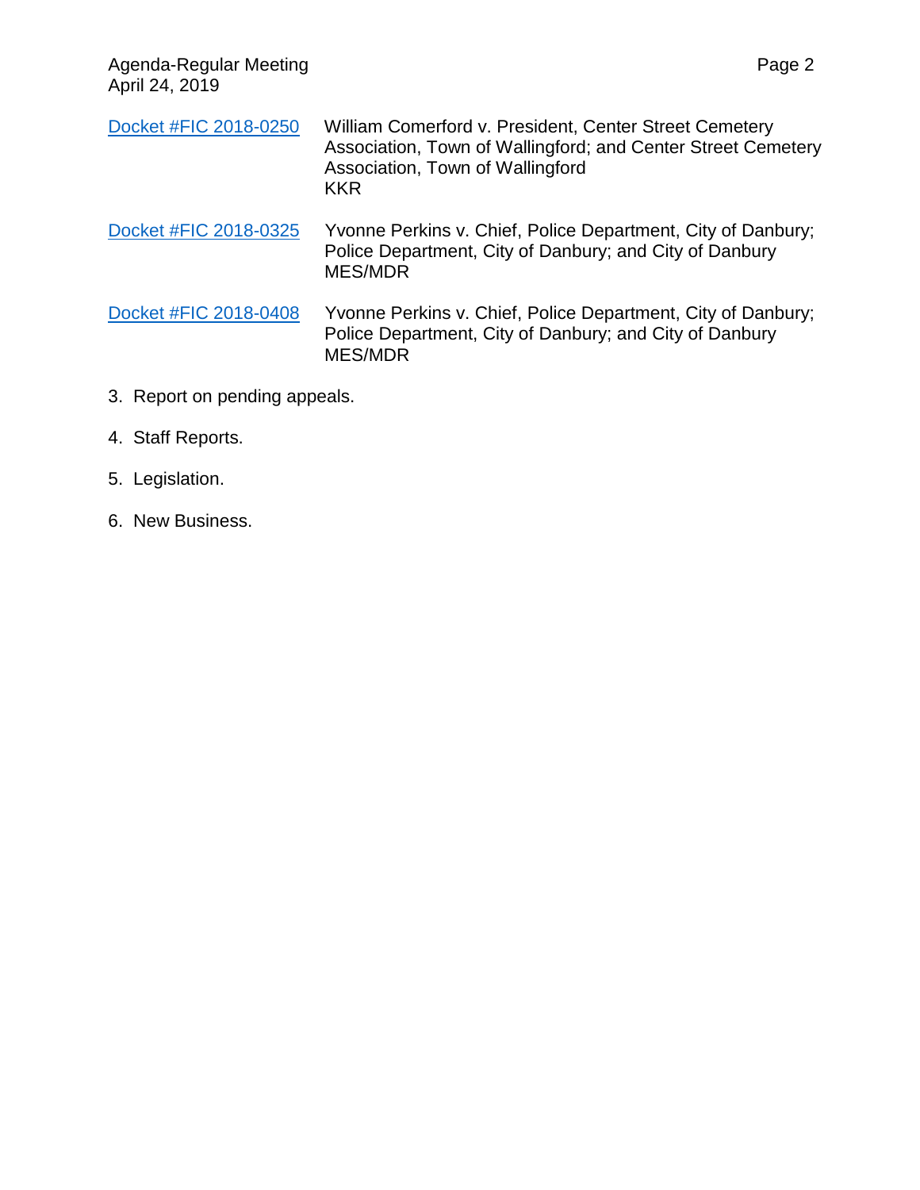| | |
|---|---|
| Docket #FIC 2018-0250 | William Comerford v. President, Center Street Cemetery Association, Town of Wallingford; and Center Street Cemetery Association, Town of Wallingford<br>KKR |
| Docket #FIC 2018-0325 | Yvonne Perkins v. Chief, Police Department, City of Danbury; Police Department, City of Danbury; and City of Danbury<br>MES/MDR |
| Docket #FIC 2018-0408 | Yvonne Perkins v. Chief, Police Department, City of Danbury; Police Department, City of Danbury; and City of Danbury<br>MES/MDR |

3. Report on pending appeals.

4. Staff Reports.

5. Legislation.

6. New Business.